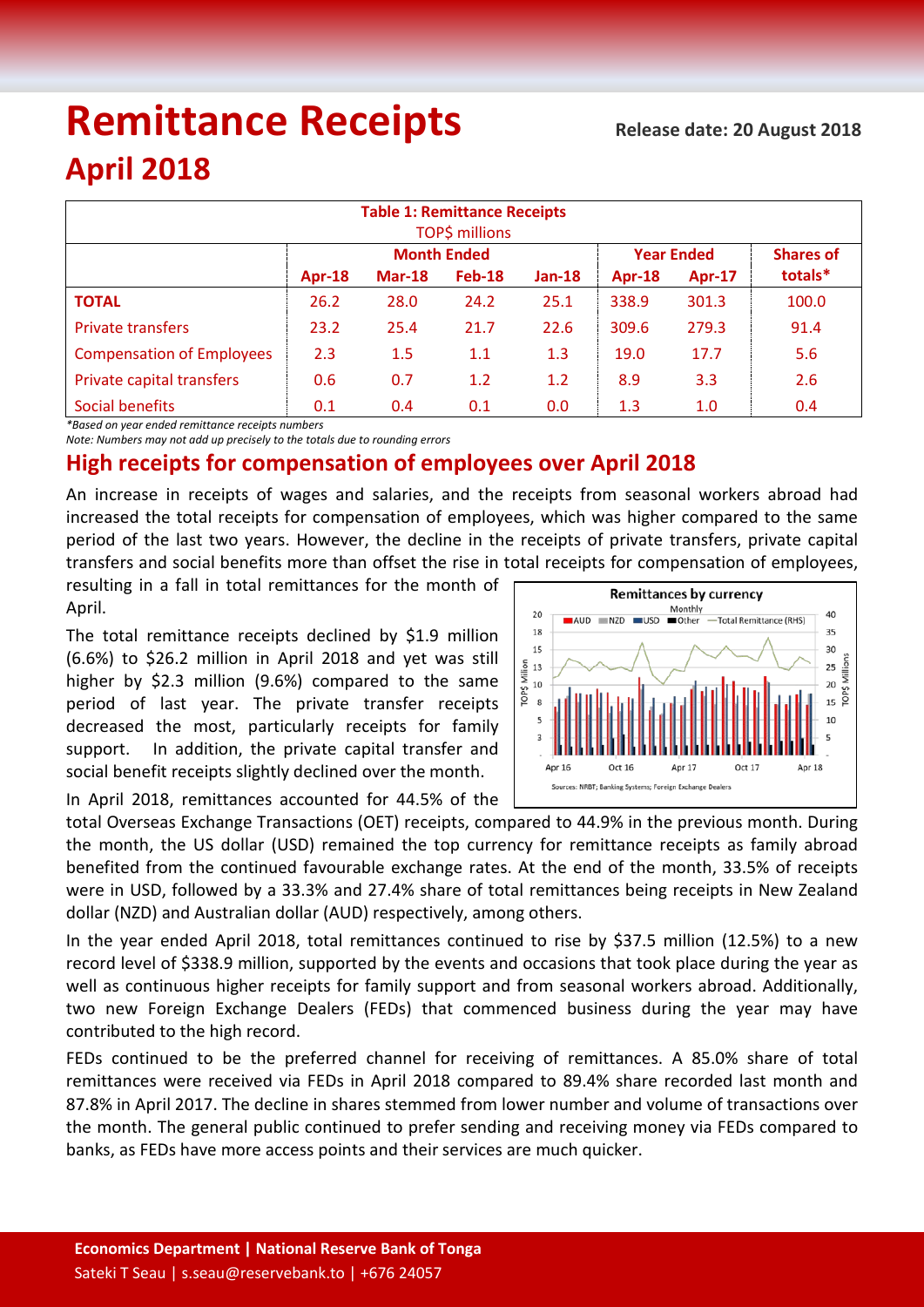# Remittance Receipts

**Release date: 20 August 2018**

## April 2018

**Table 1: Remittance Receipts**
TOP$ millions

| | Month Ended | | | | Year Ended | | Shares of |
|---|---|---|---|---|---|---|---|
| | **Apr-18** | **Mar-18** | **Feb-18** | **Jan-18** | **Apr-18** | **Apr-17** | **totals*** |
| **TOTAL** | 26.2 | 28.0 | 24.2 | 25.1 | 338.9 | 301.3 | 100.0 |
| Private transfers | 23.2 | 25.4 | 21.7 | 22.6 | 309.6 | 279.3 | 91.4 |
| Compensation of Employees | 2.3 | 1.5 | 1.1 | 1.3 | 19.0 | 17.7 | 5.6 |
| Private capital transfers | 0.6 | 0.7 | 1.2 | 1.2 | 8.9 | 3.3 | 2.6 |
| Social benefits | 0.1 | 0.4 | 0.1 | 0.0 | 1.3 | 1.0 | 0.4 |

*Based on year ended remittance receipts numbers

*Note: Numbers may not add up precisely to the totals due to rounding errors*

## High receipts for compensation of employees over April 2018

An increase in receipts of wages and salaries, and the receipts from seasonal workers abroad had increased the total receipts for compensation of employees, which was higher compared to the same period of the last two years. However, the decline in the receipts of private transfers, private capital transfers and social benefits more than offset the rise in total receipts for compensation of employees, resulting in a fall in total remittances for the month of April.

The total remittance receipts declined by $1.9 million (6.6%) to $26.2 million in April 2018 and yet was still higher by $2.3 million (9.6%) compared to the same period of last year. The private transfer receipts decreased the most, particularly receipts for family support. In addition, the private capital transfer and social benefit receipts slightly declined over the month.

In April 2018, remittances accounted for 44.5% of the total Overseas Exchange Transactions (OET) receipts, compared to 44.9% in the previous month. During the month, the US dollar (USD) remained the top currency for remittance receipts as family abroad benefited from the continued favourable exchange rates. At the end of the month, 33.5% of receipts were in USD, followed by a 33.3% and 27.4% share of total remittances being receipts in New Zealand dollar (NZD) and Australian dollar (AUD) respectively, among others.

In the year ended April 2018, total remittances continued to rise by $37.5 million (12.5%) to a new record level of $338.9 million, supported by the events and occasions that took place during the year as well as continuous higher receipts for family support and from seasonal workers abroad. Additionally, two new Foreign Exchange Dealers (FEDs) that commenced business during the year may have contributed to the high record.

FEDs continued to be the preferred channel for receiving of remittances. A 85.0% share of total remittances were received via FEDs in April 2018 compared to 89.4% share recorded last month and 87.8% in April 2017. The decline in shares stemmed from lower number and volume of transactions over the month. The general public continued to prefer sending and receiving money via FEDs compared to banks, as FEDs have more access points and their services are much quicker.

**Economics Department | National Reserve Bank of Tonga**
Sateki T Seau | s.seau@reservebank.to | +676 24057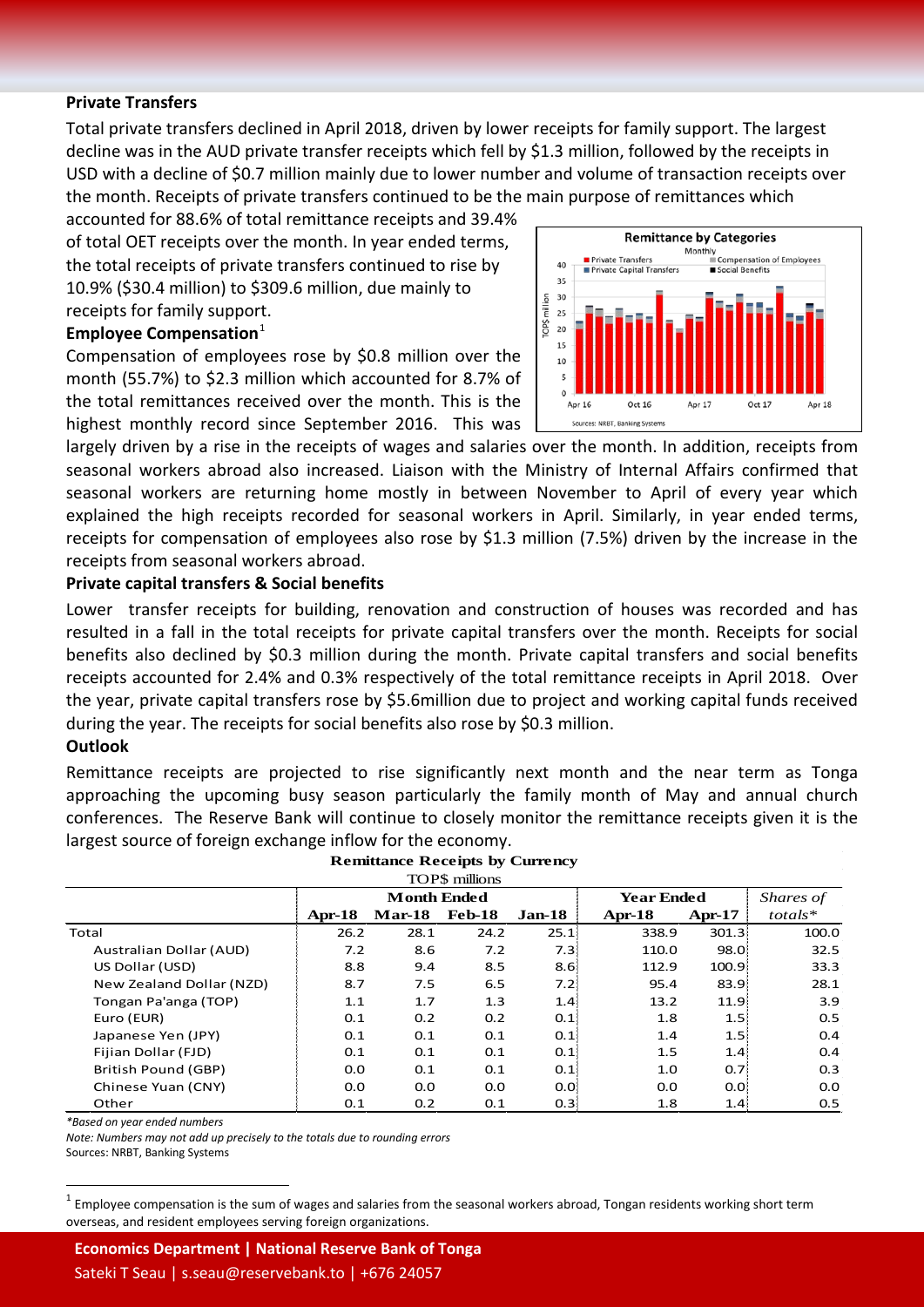**Private Transfers**

Total private transfers declined in April 2018, driven by lower receipts for family support. The largest decline was in the AUD private transfer receipts which fell by $1.3 million, followed by the receipts in USD with a decline of $0.7 million mainly due to lower number and volume of transaction receipts over the month. Receipts of private transfers continued to be the main purpose of remittances which accounted for 88.6% of total remittance receipts and 39.4% of total OET receipts over the month. In year ended terms, the total receipts of private transfers continued to rise by 10.9% ($30.4 million) to $309.6 million, due mainly to receipts for family support.

Remittance by Categories
Monthly
Private Transfers
Compensation of Employees
Private Capital Transfers
Social Benefits
TOP$ million
40
35
30
25
20
15
10
5
0
Apr 16
Oct 16
Apr 17
Oct 17
Apr 18
Sources: NRBT, Banking Systems

**Employee Compensation**[1]

Compensation of employees rose by $0.8 million over the month (55.7%) to $2.3 million which accounted for 8.7% of the total remittances received over the month. This is the highest monthly record since September 2016. This was largely driven by a rise in the receipts of wages and salaries over the month. In addition, receipts from seasonal workers abroad also increased. Liaison with the Ministry of Internal Affairs confirmed that seasonal workers are returning home mostly in between November to April of every year which explained the high receipts recorded for seasonal workers in April. Similarly, in year ended terms, receipts for compensation of employees also rose by $1.3 million (7.5%) driven by the increase in the receipts from seasonal workers abroad.

**Private capital transfers & Social benefits**

Lower transfer receipts for building, renovation and construction of houses was recorded and has resulted in a fall in the total receipts for private capital transfers over the month. Receipts for social benefits also declined by $0.3 million during the month. Private capital transfers and social benefits receipts accounted for 2.4% and 0.3% respectively of the total remittance receipts in April 2018. Over the year, private capital transfers rose by $5.6million due to project and working capital funds received during the year. The receipts for social benefits also rose by $0.3 million.

**Outlook**

Remittance receipts are projected to rise significantly next month and the near term as Tonga approaching the upcoming busy season particularly the family month of May and annual church conferences. The Reserve Bank will continue to closely monitor the remittance receipts given it is the largest source of foreign exchange inflow for the economy.

**Remittance Receipts by Currency**

TOP$ millions

| | Month Ended | | | | Year Ended | | *Shares of* |
|---|---|---|---|---|---|---|---|
| | **Apr-18** | **Mar-18** | **Feb-18** | **Jan-18** | **Apr-18** | **Apr-17** | *totals** |
| Total | 26.2 | 28.1 | 24.2 | 25.1 | 338.9 | 301.3 | 100.0 |
| Australian Dollar (AUD) | 7.2 | 8.6 | 7.2 | 7.3 | 110.0 | 98.0 | 32.5 |
| US Dollar (USD) | 8.8 | 9.4 | 8.5 | 8.6 | 112.9 | 100.9 | 33.3 |
| New Zealand Dollar (NZD) | 8.7 | 7.5 | 6.5 | 7.2 | 95.4 | 83.9 | 28.1 |
| Tongan Pa'anga (TOP) | 1.1 | 1.7 | 1.3 | 1.4 | 13.2 | 11.9 | 3.9 |
| Euro (EUR) | 0.1 | 0.2 | 0.2 | 0.1 | 1.8 | 1.5 | 0.5 |
| Japanese Yen (JPY) | 0.1 | 0.1 | 0.1 | 0.1 | 1.4 | 1.5 | 0.4 |
| Fijian Dollar (FJD) | 0.1 | 0.1 | 0.1 | 0.1 | 1.5 | 1.4 | 0.4 |
| British Pound (GBP) | 0.0 | 0.1 | 0.1 | 0.1 | 1.0 | 0.7 | 0.3 |
| Chinese Yuan (CNY) | 0.0 | 0.0 | 0.0 | 0.0 | 0.0 | 0.0 | 0.0 |
| Other | 0.1 | 0.2 | 0.1 | 0.3 | 1.8 | 1.4 | 0.5 |

*\*Based on year ended numbers*

*Note: Numbers may not add up precisely to the totals due to rounding errors*

Sources: NRBT, Banking Systems

[1] Employee compensation is the sum of wages and salaries from the seasonal workers abroad, Tongan residents working short term overseas, and resident employees serving foreign organizations.

**Economics Department | National Reserve Bank of Tonga**

Sateki T Seau | s.seau@reservebank.to | +676 24057